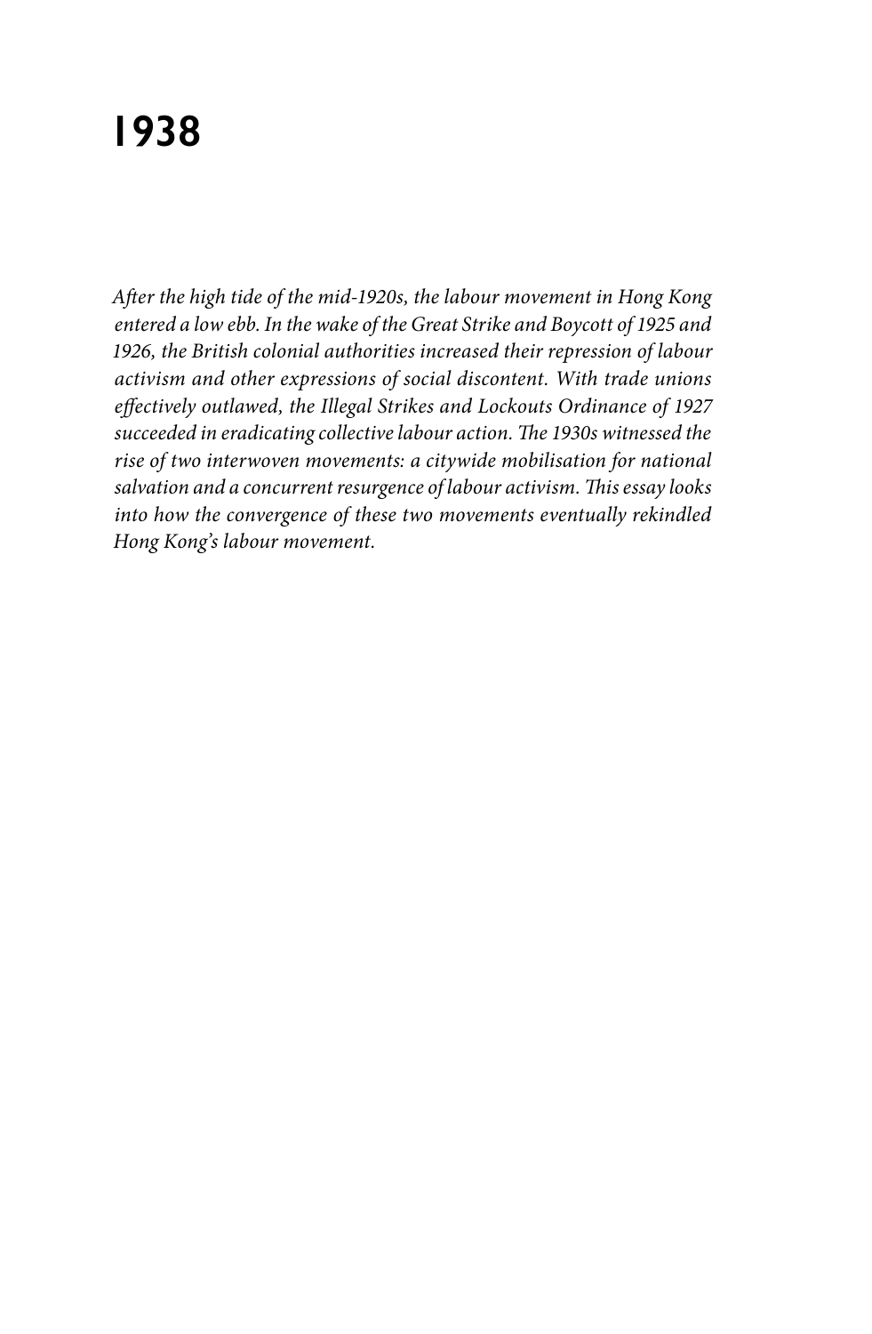# 1938

*After the high tide of the mid-1920s, the labour movement in Hong Kong entered a low ebb. In the wake of the Great Strike and Boycott of 1925 and 1926, the British colonial authorities increased their repression of labour activism and other expressions of social discontent. With trade unions effectively outlawed, the Illegal Strikes and Lockouts Ordinance of 1927 succeeded in eradicating collective labour action. The 1930s witnessed the rise of two interwoven movements: a citywide mobilisation for national salvation and a concurrent resurgence of labour activism. This essay looks into how the convergence of these two movements eventually rekindled Hong Kong's labour movement.*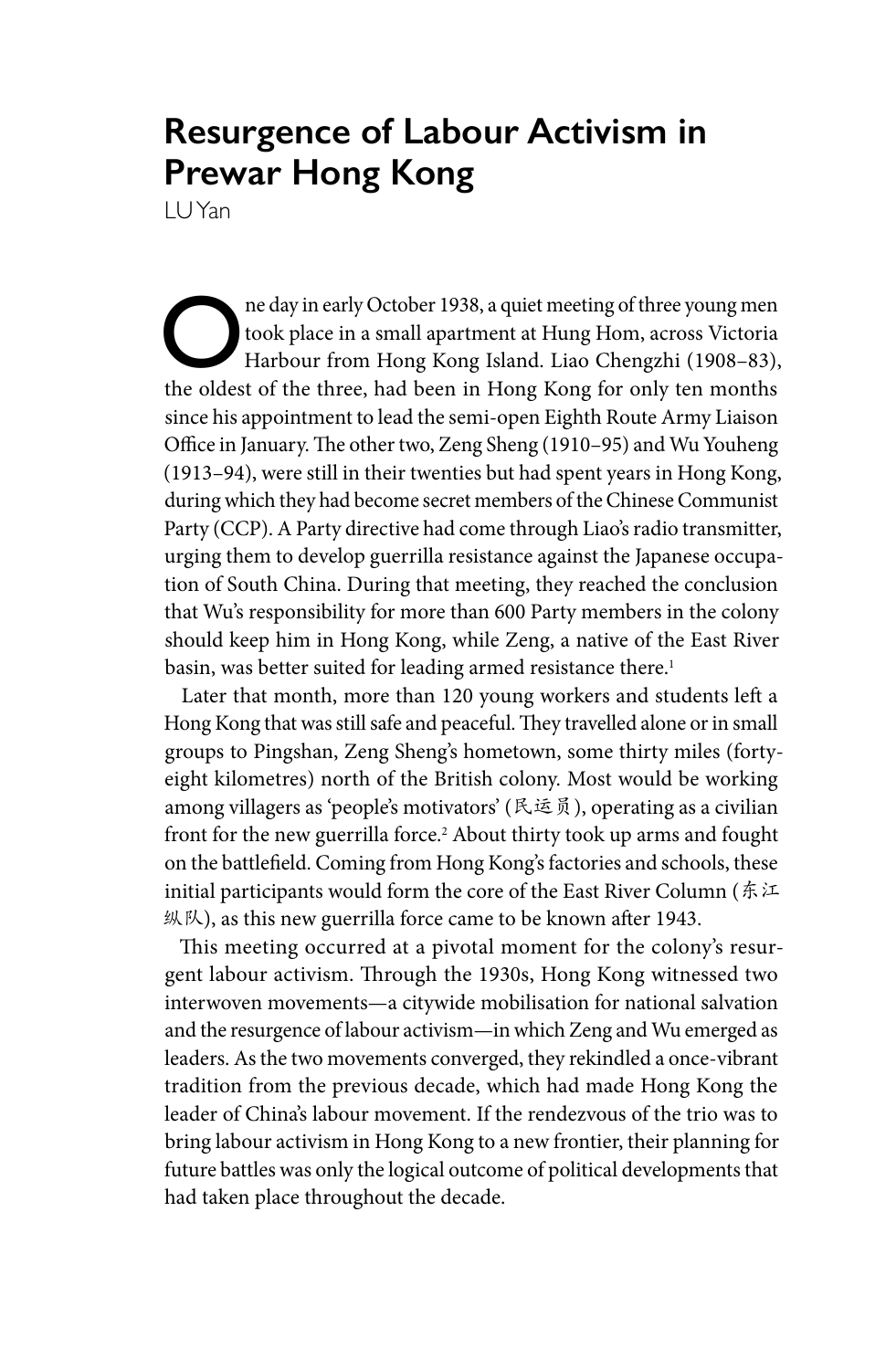# Resurgence of Labour Activism in Prewar Hong Kong

LU Yan

One day in early October 1938, a quiet meeting of three young men took place in a small apartment at Hung Hom, across Victoria Harbour from Hong Kong Island. Liao Chengzhi (1908–83), the oldest of the three, had been in Hong Kong for only ten months since his appointment to lead the semi-open Eighth Route Army Liaison Office in January. The other two, Zeng Sheng (1910–95) and Wu Youheng (1913–94), were still in their twenties but had spent years in Hong Kong, during which they had become secret members of the Chinese Communist Party (CCP). A Party directive had come through Liao's radio transmitter, urging them to develop guerrilla resistance against the Japanese occupation of South China. During that meeting, they reached the conclusion that Wu's responsibility for more than 600 Party members in the colony should keep him in Hong Kong, while Zeng, a native of the East River basin, was better suited for leading armed resistance there.[1]

Later that month, more than 120 young workers and students left a Hong Kong that was still safe and peaceful. They travelled alone or in small groups to Pingshan, Zeng Sheng's hometown, some thirty miles (forty-eight kilometres) north of the British colony. Most would be working among villagers as 'people's motivators' (民运员), operating as a civilian front for the new guerrilla force.[2] About thirty took up arms and fought on the battlefield. Coming from Hong Kong's factories and schools, these initial participants would form the core of the East River Column (东江纵队), as this new guerrilla force came to be known after 1943.

This meeting occurred at a pivotal moment for the colony's resurgent labour activism. Through the 1930s, Hong Kong witnessed two interwoven movements—a citywide mobilisation for national salvation and the resurgence of labour activism—in which Zeng and Wu emerged as leaders. As the two movements converged, they rekindled a once-vibrant tradition from the previous decade, which had made Hong Kong the leader of China's labour movement. If the rendezvous of the trio was to bring labour activism in Hong Kong to a new frontier, their planning for future battles was only the logical outcome of political developments that had taken place throughout the decade.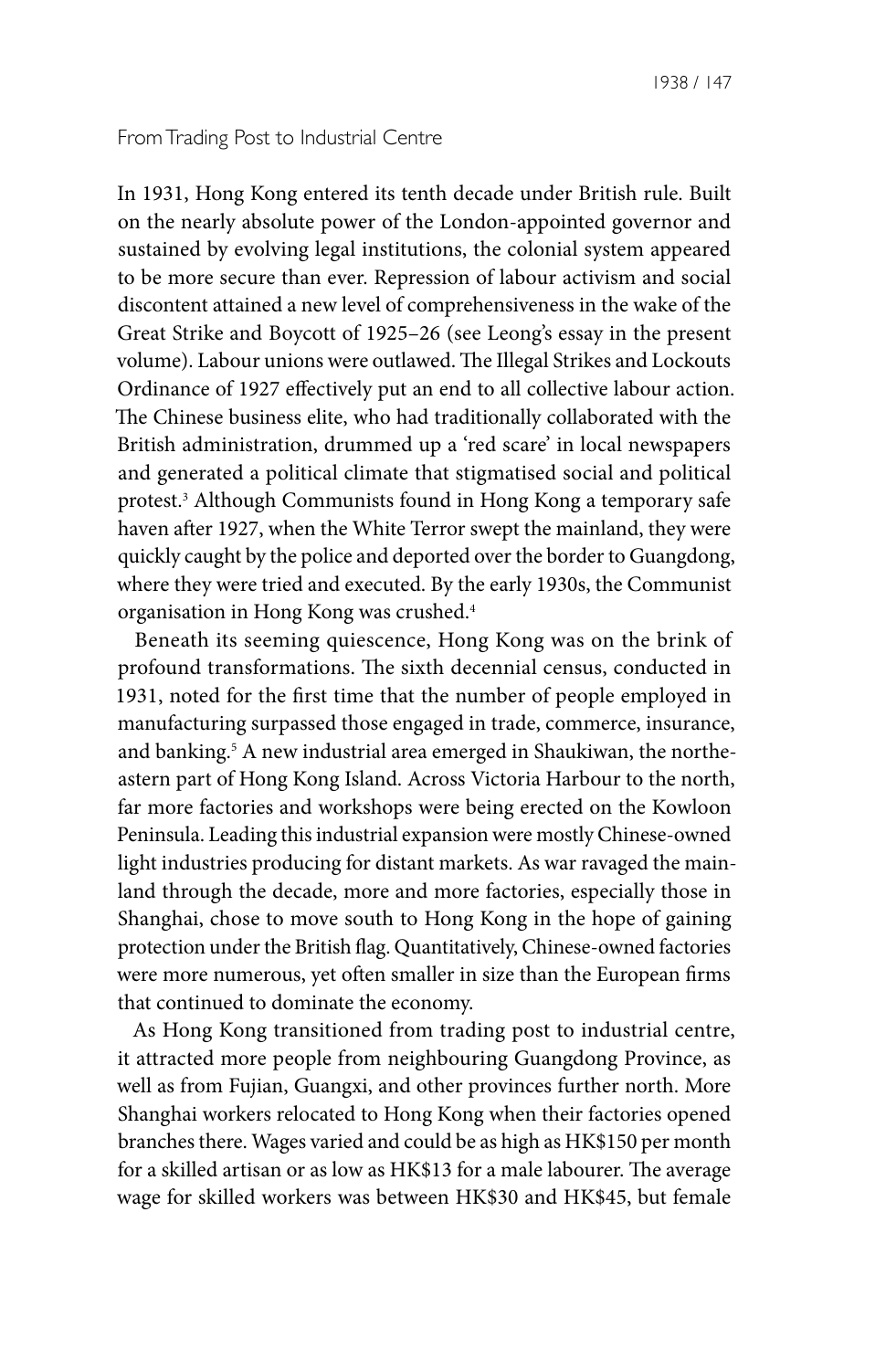## From Trading Post to Industrial Centre

In 1931, Hong Kong entered its tenth decade under British rule. Built on the nearly absolute power of the London-appointed governor and sustained by evolving legal institutions, the colonial system appeared to be more secure than ever. Repression of labour activism and social discontent attained a new level of comprehensiveness in the wake of the Great Strike and Boycott of 1925–26 (see Leong's essay in the present volume). Labour unions were outlawed. The Illegal Strikes and Lockouts Ordinance of 1927 effectively put an end to all collective labour action. The Chinese business elite, who had traditionally collaborated with the British administration, drummed up a 'red scare' in local newspapers and generated a political climate that stigmatised social and political protest.[3] Although Communists found in Hong Kong a temporary safe haven after 1927, when the White Terror swept the mainland, they were quickly caught by the police and deported over the border to Guangdong, where they were tried and executed. By the early 1930s, the Communist organisation in Hong Kong was crushed.[4]

Beneath its seeming quiescence, Hong Kong was on the brink of profound transformations. The sixth decennial census, conducted in 1931, noted for the first time that the number of people employed in manufacturing surpassed those engaged in trade, commerce, insurance, and banking.[5] A new industrial area emerged in Shaukiwan, the northeastern part of Hong Kong Island. Across Victoria Harbour to the north, far more factories and workshops were being erected on the Kowloon Peninsula. Leading this industrial expansion were mostly Chinese-owned light industries producing for distant markets. As war ravaged the mainland through the decade, more and more factories, especially those in Shanghai, chose to move south to Hong Kong in the hope of gaining protection under the British flag. Quantitatively, Chinese-owned factories were more numerous, yet often smaller in size than the European firms that continued to dominate the economy.

As Hong Kong transitioned from trading post to industrial centre, it attracted more people from neighbouring Guangdong Province, as well as from Fujian, Guangxi, and other provinces further north. More Shanghai workers relocated to Hong Kong when their factories opened branches there. Wages varied and could be as high as HK$150 per month for a skilled artisan or as low as HK$13 for a male labourer. The average wage for skilled workers was between HK$30 and HK$45, but female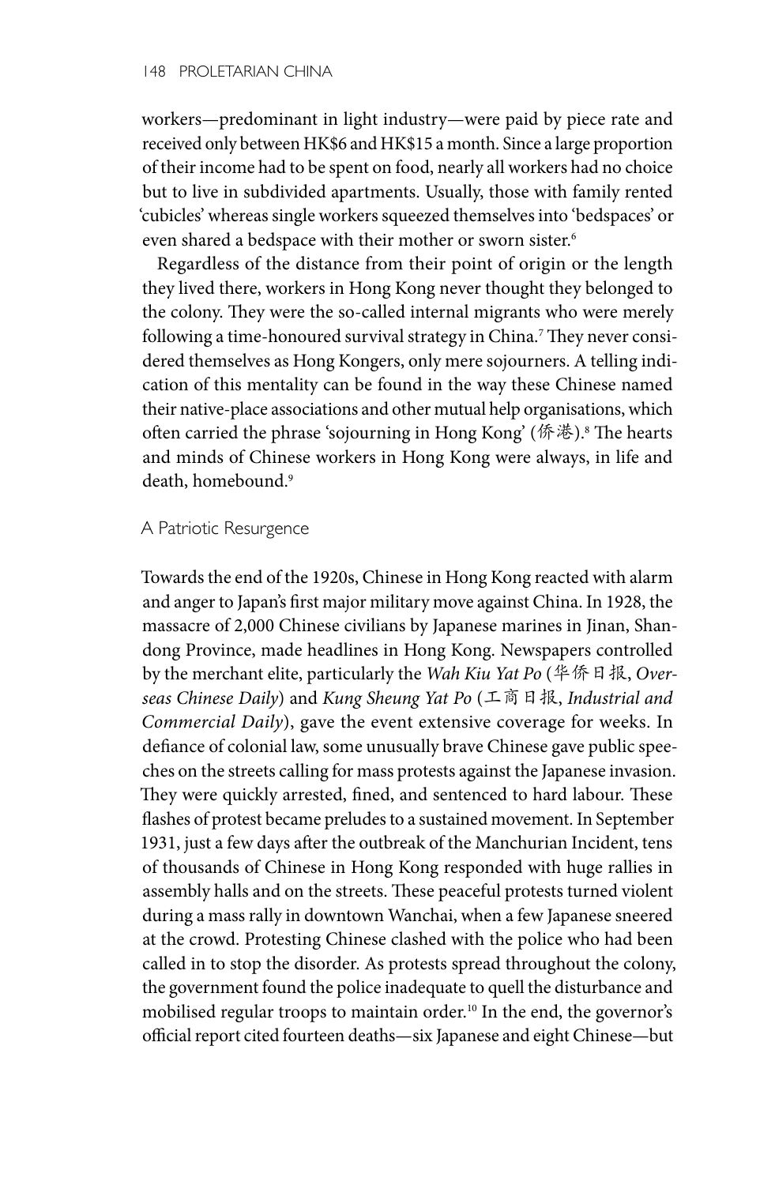workers—predominant in light industry—were paid by piece rate and received only between HK$6 and HK$15 a month. Since a large proportion of their income had to be spent on food, nearly all workers had no choice but to live in subdivided apartments. Usually, those with family rented 'cubicles' whereas single workers squeezed themselves into 'bedspaces' or even shared a bedspace with their mother or sworn sister.[6]

Regardless of the distance from their point of origin or the length they lived there, workers in Hong Kong never thought they belonged to the colony. They were the so-called internal migrants who were merely following a time-honoured survival strategy in China.[7] They never considered themselves as Hong Kongers, only mere sojourners. A telling indication of this mentality can be found in the way these Chinese named their native-place associations and other mutual help organisations, which often carried the phrase 'sojourning in Hong Kong' (侨港).[8] The hearts and minds of Chinese workers in Hong Kong were always, in life and death, homebound.[9]

## A Patriotic Resurgence

Towards the end of the 1920s, Chinese in Hong Kong reacted with alarm and anger to Japan's first major military move against China. In 1928, the massacre of 2,000 Chinese civilians by Japanese marines in Jinan, Shandong Province, made headlines in Hong Kong. Newspapers controlled by the merchant elite, particularly the *Wah Kiu Yat Po* (华侨日报, *Overseas Chinese Daily*) and *Kung Sheung Yat Po* (工商日报, *Industrial and Commercial Daily*), gave the event extensive coverage for weeks. In defiance of colonial law, some unusually brave Chinese gave public speeches on the streets calling for mass protests against the Japanese invasion. They were quickly arrested, fined, and sentenced to hard labour. These flashes of protest became preludes to a sustained movement. In September 1931, just a few days after the outbreak of the Manchurian Incident, tens of thousands of Chinese in Hong Kong responded with huge rallies in assembly halls and on the streets. These peaceful protests turned violent during a mass rally in downtown Wanchai, when a few Japanese sneered at the crowd. Protesting Chinese clashed with the police who had been called in to stop the disorder. As protests spread throughout the colony, the government found the police inadequate to quell the disturbance and mobilised regular troops to maintain order.[10] In the end, the governor's official report cited fourteen deaths—six Japanese and eight Chinese—but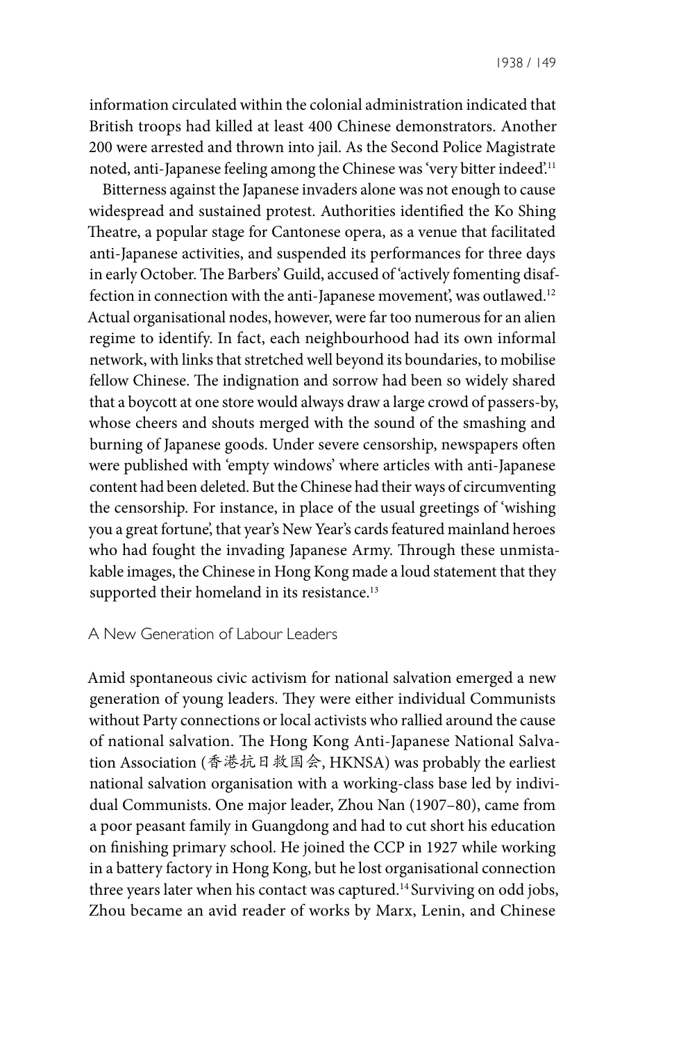information circulated within the colonial administration indicated that British troops had killed at least 400 Chinese demonstrators. Another 200 were arrested and thrown into jail. As the Second Police Magistrate noted, anti-Japanese feeling among the Chinese was 'very bitter indeed'.[11]

Bitterness against the Japanese invaders alone was not enough to cause widespread and sustained protest. Authorities identified the Ko Shing Theatre, a popular stage for Cantonese opera, as a venue that facilitated anti-Japanese activities, and suspended its performances for three days in early October. The Barbers' Guild, accused of 'actively fomenting disaffection in connection with the anti-Japanese movement', was outlawed.[12] Actual organisational nodes, however, were far too numerous for an alien regime to identify. In fact, each neighbourhood had its own informal network, with links that stretched well beyond its boundaries, to mobilise fellow Chinese. The indignation and sorrow had been so widely shared that a boycott at one store would always draw a large crowd of passers-by, whose cheers and shouts merged with the sound of the smashing and burning of Japanese goods. Under severe censorship, newspapers often were published with 'empty windows' where articles with anti-Japanese content had been deleted. But the Chinese had their ways of circumventing the censorship. For instance, in place of the usual greetings of 'wishing you a great fortune', that year's New Year's cards featured mainland heroes who had fought the invading Japanese Army. Through these unmistakable images, the Chinese in Hong Kong made a loud statement that they supported their homeland in its resistance.[13]

## A New Generation of Labour Leaders

Amid spontaneous civic activism for national salvation emerged a new generation of young leaders. They were either individual Communists without Party connections or local activists who rallied around the cause of national salvation. The Hong Kong Anti-Japanese National Salvation Association (香港抗日救国会, HKNSA) was probably the earliest national salvation organisation with a working-class base led by individual Communists. One major leader, Zhou Nan (1907–80), came from a poor peasant family in Guangdong and had to cut short his education on finishing primary school. He joined the CCP in 1927 while working in a battery factory in Hong Kong, but he lost organisational connection three years later when his contact was captured.[14] Surviving on odd jobs, Zhou became an avid reader of works by Marx, Lenin, and Chinese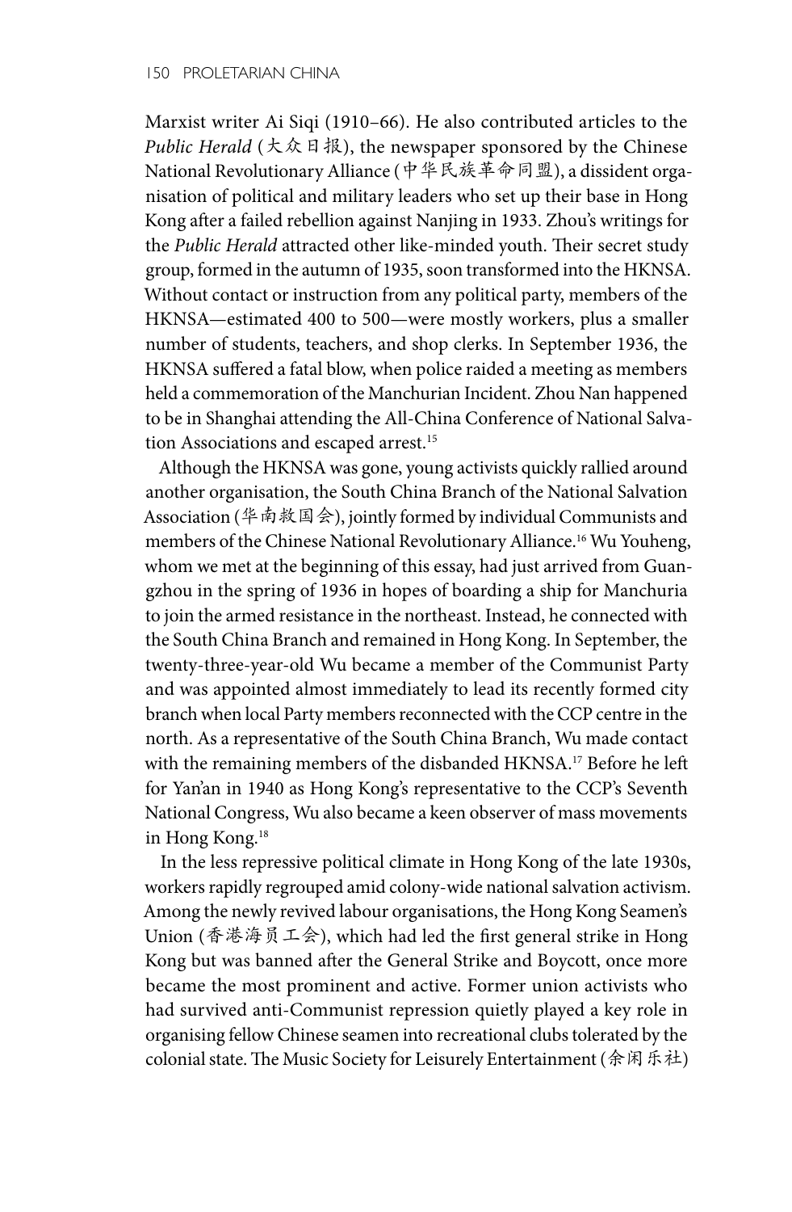Marxist writer Ai Siqi (1910–66). He also contributed articles to the *Public Herald* (大众日报), the newspaper sponsored by the Chinese National Revolutionary Alliance (中华民族革命同盟), a dissident organisation of political and military leaders who set up their base in Hong Kong after a failed rebellion against Nanjing in 1933. Zhou's writings for the *Public Herald* attracted other like-minded youth. Their secret study group, formed in the autumn of 1935, soon transformed into the HKNSA. Without contact or instruction from any political party, members of the HKNSA—estimated 400 to 500—were mostly workers, plus a smaller number of students, teachers, and shop clerks. In September 1936, the HKNSA suffered a fatal blow, when police raided a meeting as members held a commemoration of the Manchurian Incident. Zhou Nan happened to be in Shanghai attending the All-China Conference of National Salvation Associations and escaped arrest.[15]

Although the HKNSA was gone, young activists quickly rallied around another organisation, the South China Branch of the National Salvation Association (华南救国会), jointly formed by individual Communists and members of the Chinese National Revolutionary Alliance.[16] Wu Youheng, whom we met at the beginning of this essay, had just arrived from Guangzhou in the spring of 1936 in hopes of boarding a ship for Manchuria to join the armed resistance in the northeast. Instead, he connected with the South China Branch and remained in Hong Kong. In September, the twenty-three-year-old Wu became a member of the Communist Party and was appointed almost immediately to lead its recently formed city branch when local Party members reconnected with the CCP centre in the north. As a representative of the South China Branch, Wu made contact with the remaining members of the disbanded HKNSA.[17] Before he left for Yan'an in 1940 as Hong Kong's representative to the CCP's Seventh National Congress, Wu also became a keen observer of mass movements in Hong Kong.[18]

In the less repressive political climate in Hong Kong of the late 1930s, workers rapidly regrouped amid colony-wide national salvation activism. Among the newly revived labour organisations, the Hong Kong Seamen's Union (香港海员工会), which had led the first general strike in Hong Kong but was banned after the General Strike and Boycott, once more became the most prominent and active. Former union activists who had survived anti-Communist repression quietly played a key role in organising fellow Chinese seamen into recreational clubs tolerated by the colonial state. The Music Society for Leisurely Entertainment (余闲乐社)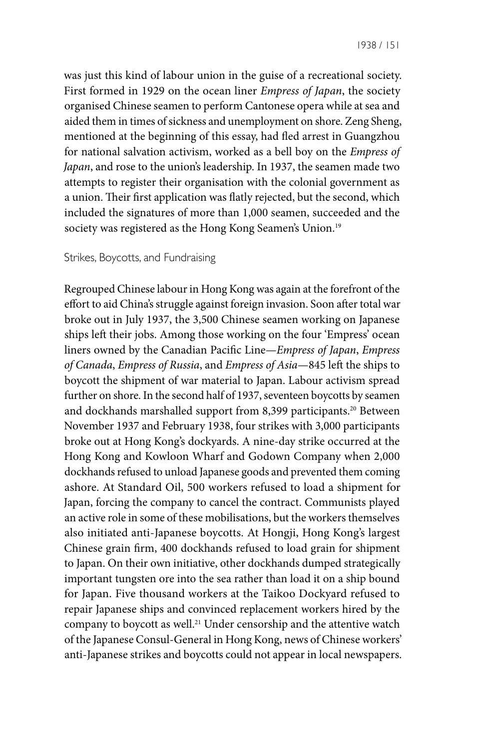was just this kind of labour union in the guise of a recreational society. First formed in 1929 on the ocean liner *Empress of Japan*, the society organised Chinese seamen to perform Cantonese opera while at sea and aided them in times of sickness and unemployment on shore. Zeng Sheng, mentioned at the beginning of this essay, had fled arrest in Guangzhou for national salvation activism, worked as a bell boy on the *Empress of Japan*, and rose to the union's leadership. In 1937, the seamen made two attempts to register their organisation with the colonial government as a union. Their first application was flatly rejected, but the second, which included the signatures of more than 1,000 seamen, succeeded and the society was registered as the Hong Kong Seamen's Union.[19]

## Strikes, Boycotts, and Fundraising

Regrouped Chinese labour in Hong Kong was again at the forefront of the effort to aid China's struggle against foreign invasion. Soon after total war broke out in July 1937, the 3,500 Chinese seamen working on Japanese ships left their jobs. Among those working on the four 'Empress' ocean liners owned by the Canadian Pacific Line—*Empress of Japan*, *Empress of Canada*, *Empress of Russia*, and *Empress of Asia*—845 left the ships to boycott the shipment of war material to Japan. Labour activism spread further on shore. In the second half of 1937, seventeen boycotts by seamen and dockhands marshalled support from 8,399 participants.[20] Between November 1937 and February 1938, four strikes with 3,000 participants broke out at Hong Kong's dockyards. A nine-day strike occurred at the Hong Kong and Kowloon Wharf and Godown Company when 2,000 dockhands refused to unload Japanese goods and prevented them coming ashore. At Standard Oil, 500 workers refused to load a shipment for Japan, forcing the company to cancel the contract. Communists played an active role in some of these mobilisations, but the workers themselves also initiated anti-Japanese boycotts. At Hongji, Hong Kong's largest Chinese grain firm, 400 dockhands refused to load grain for shipment to Japan. On their own initiative, other dockhands dumped strategically important tungsten ore into the sea rather than load it on a ship bound for Japan. Five thousand workers at the Taikoo Dockyard refused to repair Japanese ships and convinced replacement workers hired by the company to boycott as well.[21] Under censorship and the attentive watch of the Japanese Consul-General in Hong Kong, news of Chinese workers' anti-Japanese strikes and boycotts could not appear in local newspapers.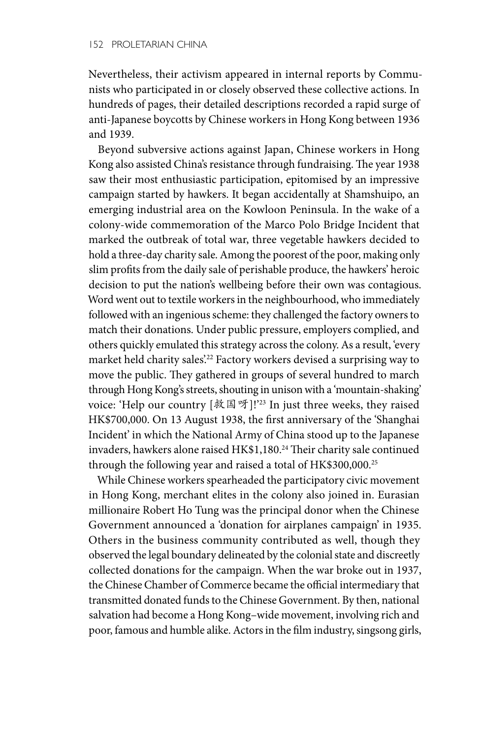Nevertheless, their activism appeared in internal reports by Communists who participated in or closely observed these collective actions. In hundreds of pages, their detailed descriptions recorded a rapid surge of anti-Japanese boycotts by Chinese workers in Hong Kong between 1936 and 1939.

Beyond subversive actions against Japan, Chinese workers in Hong Kong also assisted China's resistance through fundraising. The year 1938 saw their most enthusiastic participation, epitomised by an impressive campaign started by hawkers. It began accidentally at Shamshuipo, an emerging industrial area on the Kowloon Peninsula. In the wake of a colony-wide commemoration of the Marco Polo Bridge Incident that marked the outbreak of total war, three vegetable hawkers decided to hold a three-day charity sale. Among the poorest of the poor, making only slim profits from the daily sale of perishable produce, the hawkers' heroic decision to put the nation's wellbeing before their own was contagious. Word went out to textile workers in the neighbourhood, who immediately followed with an ingenious scheme: they challenged the factory owners to match their donations. Under public pressure, employers complied, and others quickly emulated this strategy across the colony. As a result, 'every market held charity sales'.[22] Factory workers devised a surprising way to move the public. They gathered in groups of several hundred to march through Hong Kong's streets, shouting in unison with a 'mountain-shaking' voice: 'Help our country [救国呀]!'[23] In just three weeks, they raised HK$700,000. On 13 August 1938, the first anniversary of the 'Shanghai Incident' in which the National Army of China stood up to the Japanese invaders, hawkers alone raised HK$1,180.[24] Their charity sale continued through the following year and raised a total of HK$300,000.[25]

While Chinese workers spearheaded the participatory civic movement in Hong Kong, merchant elites in the colony also joined in. Eurasian millionaire Robert Ho Tung was the principal donor when the Chinese Government announced a 'donation for airplanes campaign' in 1935. Others in the business community contributed as well, though they observed the legal boundary delineated by the colonial state and discreetly collected donations for the campaign. When the war broke out in 1937, the Chinese Chamber of Commerce became the official intermediary that transmitted donated funds to the Chinese Government. By then, national salvation had become a Hong Kong–wide movement, involving rich and poor, famous and humble alike. Actors in the film industry, singsong girls,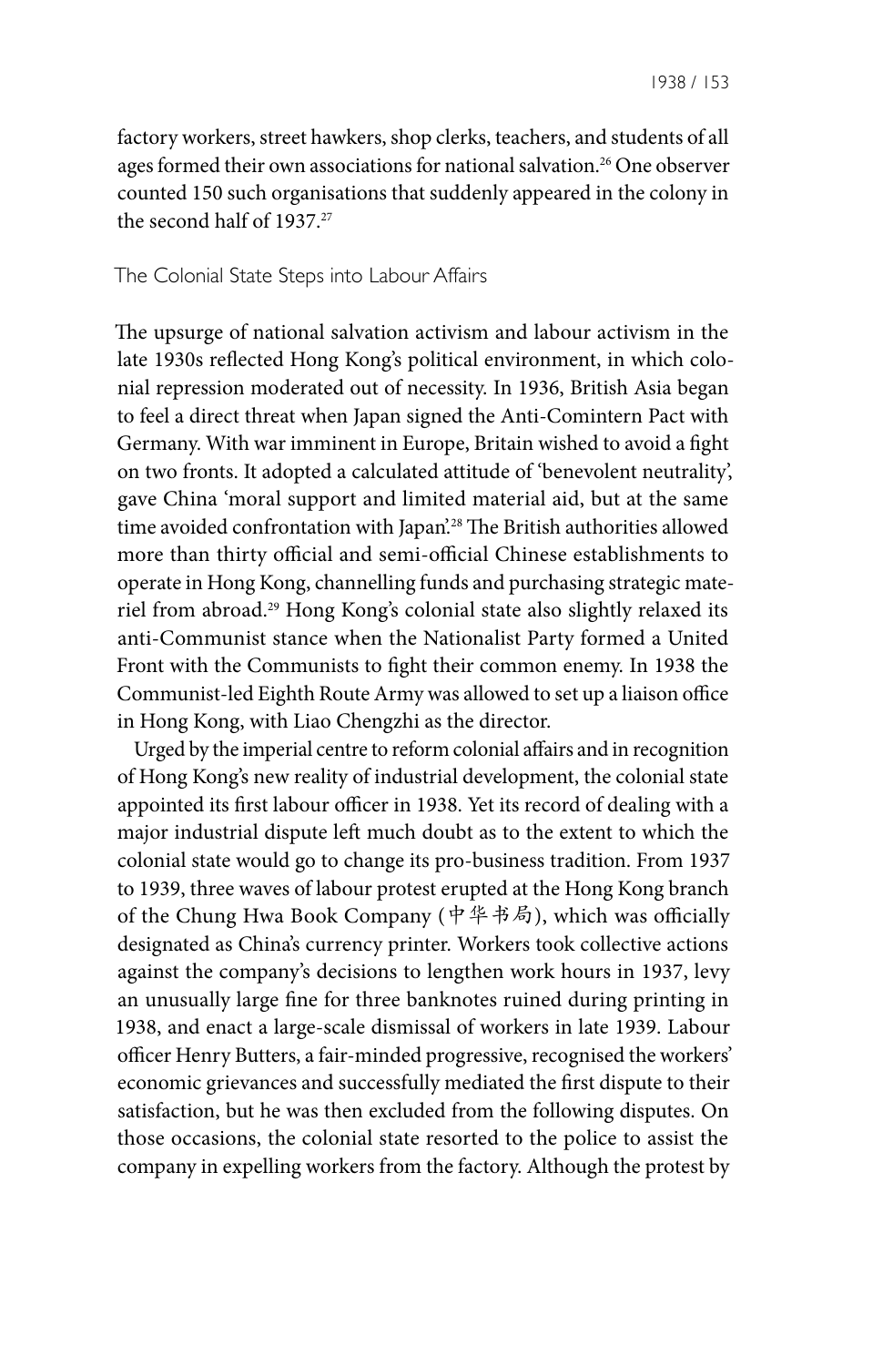factory workers, street hawkers, shop clerks, teachers, and students of all ages formed their own associations for national salvation.[26] One observer counted 150 such organisations that suddenly appeared in the colony in the second half of 1937.[27]

## The Colonial State Steps into Labour Affairs

The upsurge of national salvation activism and labour activism in the late 1930s reflected Hong Kong's political environment, in which colonial repression moderated out of necessity. In 1936, British Asia began to feel a direct threat when Japan signed the Anti-Comintern Pact with Germany. With war imminent in Europe, Britain wished to avoid a fight on two fronts. It adopted a calculated attitude of 'benevolent neutrality', gave China 'moral support and limited material aid, but at the same time avoided confrontation with Japan'.[28] The British authorities allowed more than thirty official and semi-official Chinese establishments to operate in Hong Kong, channelling funds and purchasing strategic materiel from abroad.[29] Hong Kong's colonial state also slightly relaxed its anti-Communist stance when the Nationalist Party formed a United Front with the Communists to fight their common enemy. In 1938 the Communist-led Eighth Route Army was allowed to set up a liaison office in Hong Kong, with Liao Chengzhi as the director.

Urged by the imperial centre to reform colonial affairs and in recognition of Hong Kong's new reality of industrial development, the colonial state appointed its first labour officer in 1938. Yet its record of dealing with a major industrial dispute left much doubt as to the extent to which the colonial state would go to change its pro-business tradition. From 1937 to 1939, three waves of labour protest erupted at the Hong Kong branch of the Chung Hwa Book Company (中华书局), which was officially designated as China's currency printer. Workers took collective actions against the company's decisions to lengthen work hours in 1937, levy an unusually large fine for three banknotes ruined during printing in 1938, and enact a large-scale dismissal of workers in late 1939. Labour officer Henry Butters, a fair-minded progressive, recognised the workers' economic grievances and successfully mediated the first dispute to their satisfaction, but he was then excluded from the following disputes. On those occasions, the colonial state resorted to the police to assist the company in expelling workers from the factory. Although the protest by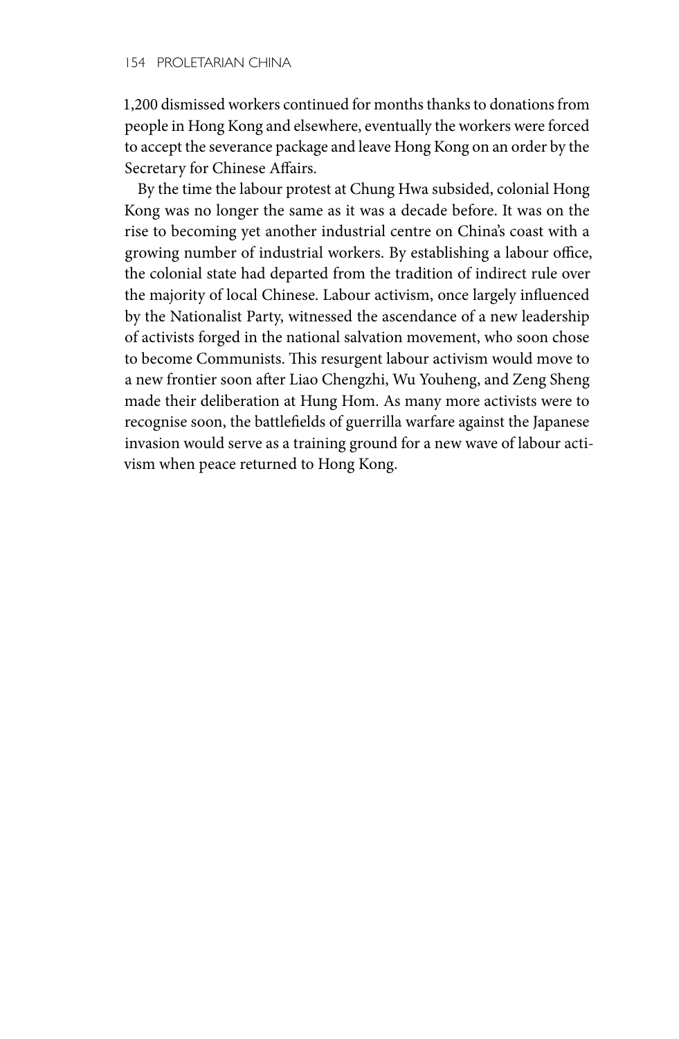1,200 dismissed workers continued for months thanks to donations from people in Hong Kong and elsewhere, eventually the workers were forced to accept the severance package and leave Hong Kong on an order by the Secretary for Chinese Affairs.

By the time the labour protest at Chung Hwa subsided, colonial Hong Kong was no longer the same as it was a decade before. It was on the rise to becoming yet another industrial centre on China's coast with a growing number of industrial workers. By establishing a labour office, the colonial state had departed from the tradition of indirect rule over the majority of local Chinese. Labour activism, once largely influenced by the Nationalist Party, witnessed the ascendance of a new leadership of activists forged in the national salvation movement, who soon chose to become Communists. This resurgent labour activism would move to a new frontier soon after Liao Chengzhi, Wu Youheng, and Zeng Sheng made their deliberation at Hung Hom. As many more activists were to recognise soon, the battlefields of guerrilla warfare against the Japanese invasion would serve as a training ground for a new wave of labour activism when peace returned to Hong Kong.